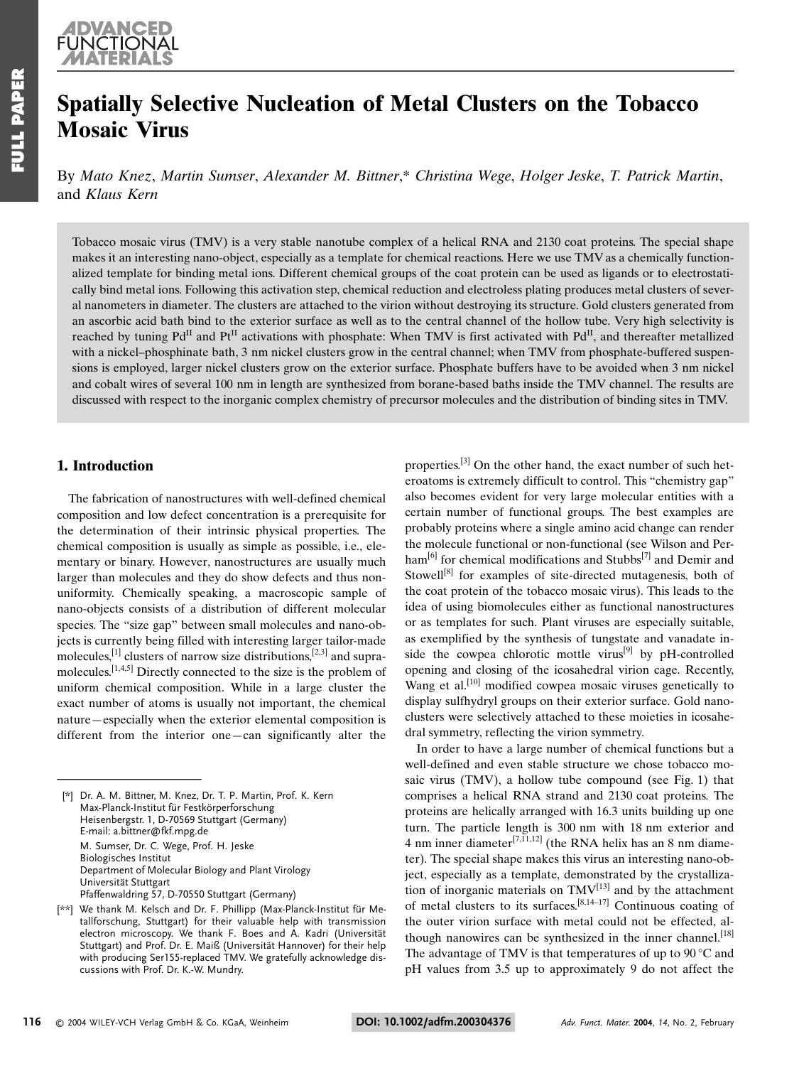# Spatially Selective Nucleation of Metal Clusters on the Tobacco Mosaic Virus

By *Mato Knez*, *Martin Sumser*, *Alexander M. Bittner*,* *Christina Wege*, *Holger Jeske*, *T. Patrick Martin*, and *Klaus Kern*

Tobacco mosaic virus (TMV) is a very stable nanotube complex of a helical RNA and 2130 coat proteins. The special shape makes it an interesting nano-object, especially as a template for chemical reactions. Here we use TMV as a chemically functionalized template for binding metal ions. Different chemical groups of the coat protein can be used as ligands or to electrostatically bind metal ions. Following this activation step, chemical reduction and electroless plating produces metal clusters of several nanometers in diameter. The clusters are attached to the virion without destroying its structure. Gold clusters generated from an ascorbic acid bath bind to the exterior surface as well as to the central channel of the hollow tube. Very high selectivity is reached by tuning $Pd^{II}$ and $Pt^{II}$ activations with phosphate: When TMV is first activated with $Pd^{II}$, and thereafter metallized with a nickel–phosphinate bath, 3 nm nickel clusters grow in the central channel; when TMV from phosphate-buffered suspensions is employed, larger nickel clusters grow on the exterior surface. Phosphate buffers have to be avoided when 3 nm nickel and cobalt wires of several 100 nm in length are synthesized from borane-based baths inside the TMV channel. The results are discussed with respect to the inorganic complex chemistry of precursor molecules and the distribution of binding sites in TMV.

## 1. Introduction

The fabrication of nanostructures with well-defined chemical composition and low defect concentration is a prerequisite for the determination of their intrinsic physical properties. The chemical composition is usually as simple as possible, i.e., elementary or binary. However, nanostructures are usually much larger than molecules and they do show defects and thus non-uniformity. Chemically speaking, a macroscopic sample of nano-objects consists of a distribution of different molecular species. The "size gap" between small molecules and nano-objects is currently being filled with interesting larger tailor-made molecules,[1] clusters of narrow size distributions,[2,3] and supramolecules.[1,4,5] Directly connected to the size is the problem of uniform chemical composition. While in a large cluster the exact number of atoms is usually not important, the chemical nature—especially when the exterior elemental composition is different from the interior one—can significantly alter the properties.[3] On the other hand, the exact number of such heteroatoms is extremely difficult to control. This "chemistry gap" also becomes evident for very large molecular entities with a certain number of functional groups. The best examples are probably proteins where a single amino acid change can render the molecule functional or non-functional (see Wilson and Perham[6] for chemical modifications and Stubbs[7] and Demir and Stowell[8] for examples of site-directed mutagenesis, both of the coat protein of the tobacco mosaic virus). This leads to the idea of using biomolecules either as functional nanostructures or as templates for such. Plant viruses are especially suitable, as exemplified by the synthesis of tungstate and vanadate inside the cowpea chlorotic mottle virus[9] by pH-controlled opening and closing of the icosahedral virion cage. Recently, Wang et al.[10] modified cowpea mosaic viruses genetically to display sulfhydryl groups on their exterior surface. Gold nanoclusters were selectively attached to these moieties in icosahedral symmetry, reflecting the virion symmetry.

In order to have a large number of chemical functions but a well-defined and even stable structure we chose tobacco mosaic virus (TMV), a hollow tube compound (see Fig. 1) that comprises a helical RNA strand and 2130 coat proteins. The proteins are helically arranged with 16.3 units building up one turn. The particle length is 300 nm with 18 nm exterior and 4 nm inner diameter[7,11,12] (the RNA helix has an 8 nm diameter). The special shape makes this virus an interesting nano-object, especially as a template, demonstrated by the crystallization of inorganic materials on TMV[13] and by the attachment of metal clusters to its surfaces.[8,14–17] Continuous coating of the outer virion surface with metal could not be effected, although nanowires can be synthesized in the inner channel.[18] The advantage of TMV is that temperatures of up to 90 °C and pH values from 3.5 up to approximately 9 do not affect the

---

[*] Dr. A. M. Bittner, M. Knez, Dr. T. P. Martin, Prof. K. Kern
Max-Planck-Institut für Festkörperforschung
Heisenbergstr. 1, D-70569 Stuttgart (Germany)
E-mail: a.bittner@fkf.mpg.de
M. Sumser, Dr. C. Wege, Prof. H. Jeske
Biologisches Institut
Department of Molecular Biology and Plant Virology
Universität Stuttgart
Pfaffenwaldring 57, D-70550 Stuttgart (Germany)

[**] We thank M. Kelsch and Dr. F. Phillipp (Max-Planck-Institut für Metallforschung, Stuttgart) for their valuable help with transmission electron microscopy. We thank F. Boes and A. Kadri (Universität Stuttgart) and Prof. Dr. E. Maiß (Universität Hannover) for their help with producing Ser155-replaced TMV. We gratefully acknowledge discussions with Prof. Dr. K.-W. Mundry.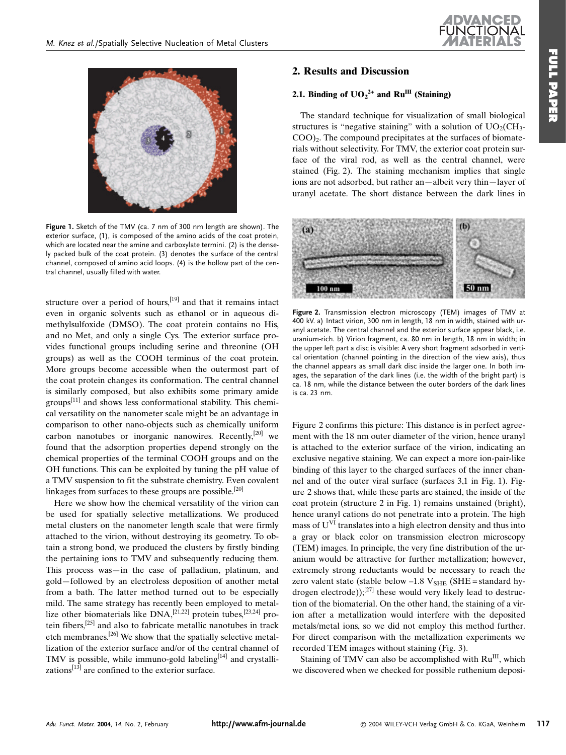Figure 1. Sketch of the TMV (ca. 7 nm of 300 nm length are shown). The exterior surface, (1), is composed of the amino acids of the coat protein, which are located near the amine and carboxylate termini. (2) is the densely packed bulk of the coat protein. (3) denotes the surface of the central channel, composed of amino acid loops. (4) is the hollow part of the central channel, usually filled with water.

structure over a period of hours,[19] and that it remains intact even in organic solvents such as ethanol or in aqueous dimethylsulfoxide (DMSO). The coat protein contains no His, and no Met, and only a single Cys. The exterior surface provides functional groups including serine and threonine (OH groups) as well as the COOH terminus of the coat protein. More groups become accessible when the outermost part of the coat protein changes its conformation. The central channel is similarly composed, but also exhibits some primary amide groups[11] and shows less conformational stability. This chemical versatility on the nanometer scale might be an advantage in comparison to other nano-objects such as chemically uniform carbon nanotubes or inorganic nanowires. Recently,[20] we found that the adsorption properties depend strongly on the chemical properties of the terminal COOH groups and on the OH functions. This can be exploited by tuning the pH value of a TMV suspension to fit the substrate chemistry. Even covalent linkages from surfaces to these groups are possible.[20]

Here we show how the chemical versatility of the virion can be used for spatially selective metallizations. We produced metal clusters on the nanometer length scale that were firmly attached to the virion, without destroying its geometry. To obtain a strong bond, we produced the clusters by firstly binding the pertaining ions to TMV and subsequently reducing them. This process was—in the case of palladium, platinum, and gold—followed by an electroless deposition of another metal from a bath. The latter method turned out to be especially mild. The same strategy has recently been employed to metallize other biomaterials like DNA,[21,22] protein tubes,[23,24] protein fibers,[25] and also to fabricate metallic nanotubes in track etch membranes.[26] We show that the spatially selective metallization of the exterior surface and/or of the central channel of TMV is possible, while immuno-gold labeling[14] and crystallizations[13] are confined to the exterior surface.

## 2. Results and Discussion

### 2.1. Binding of $UO_2^{2+}$ and $Ru^{III}$ (Staining)

The standard technique for visualization of small biological structures is "negative staining" with a solution of $UO_2(CH_3COO)_2$. The compound precipitates at the surfaces of biomaterials without selectivity. For TMV, the exterior coat protein surface of the viral rod, as well as the central channel, were stained (Fig. 2). The staining mechanism implies that single ions are not adsorbed, but rather an—albeit very thin—layer of uranyl acetate. The short distance between the dark lines in Figure 2 confirms this picture: This distance is in perfect agreement with the 18 nm outer diameter of the virion, hence uranyl is attached to the exterior surface of the virion, indicating an exclusive negative staining. We can expect a more ion-pair-like binding of this layer to the charged surfaces of the inner channel and of the outer viral surface (surfaces 3,1 in Fig. 1). Figure 2 shows that, while these parts are stained, the inside of the coat protein (structure 2 in Fig. 1) remains unstained (bright), hence uranyl cations do not penetrate into a protein. The high mass of $U^{VI}$ translates into a high electron density and thus into a gray or black color on transmission electron microscopy (TEM) images. In principle, the very fine distribution of the uranium would be attractive for further metallization; however, extremely strong reductants would be necessary to reach the zero valent state (stable below –1.8 $V_{SHE}$ (SHE = standard hydrogen electrode));[27] these would very likely lead to destruction of the biomaterial. On the other hand, the staining of a virion after a metallization would interfere with the deposited metals/metal ions, so we did not employ this method further. For direct comparison with the metallization experiments we recorded TEM images without staining (Fig. 3).

Figure 2. Transmission electron microscopy (TEM) images of TMV at 400 kV. a) Intact virion, 300 nm in length, 18 nm in width, stained with uranyl acetate. The central channel and the exterior surface appear black, i.e. uranium-rich. b) Virion fragment, ca. 80 nm in length, 18 nm in width; in the upper left part a disc is visible: A very short fragment adsorbed in vertical orientation (channel pointing in the direction of the view axis), thus the channel appears as small dark disc inside the larger one. In both images, the separation of the dark lines (i.e. the width of the bright part) is ca. 18 nm, while the distance between the outer borders of the dark lines is ca. 23 nm.

Staining of TMV can also be accomplished with $Ru^{III}$, which we discovered when we checked for possible ruthenium deposi-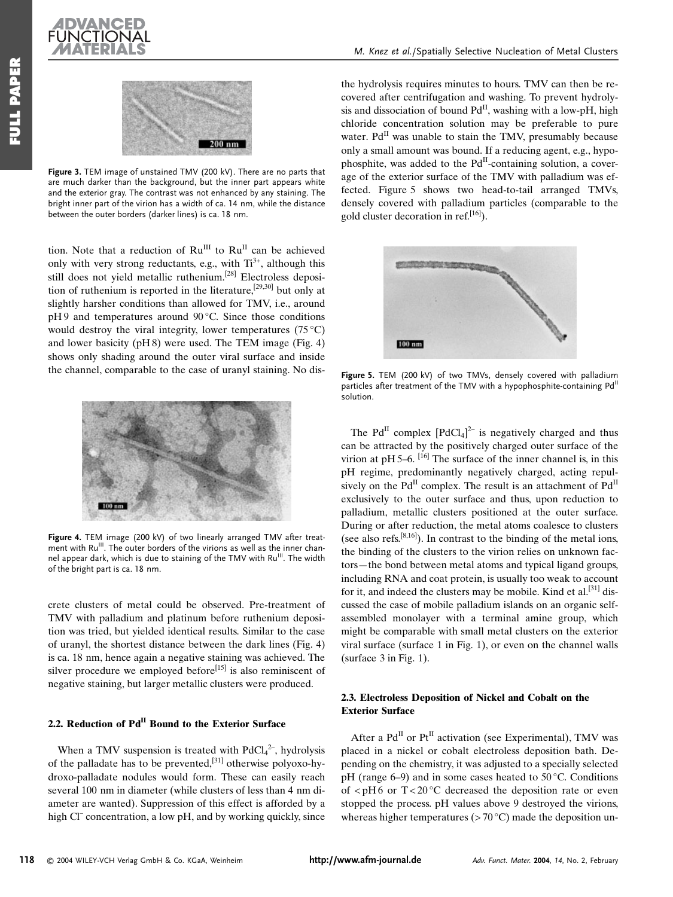Figure 3. TEM image of unstained TMV (200 kV). There are no parts that are much darker than the background, but the inner part appears white and the exterior gray. The contrast was not enhanced by any staining. The bright inner part of the virion has a width of ca. 14 nm, while the distance between the outer borders (darker lines) is ca. 18 nm.

tion. Note that a reduction of $Ru^{III}$ to $Ru^{II}$ can be achieved only with very strong reductants, e.g., with $Ti^{3+}$, although this still does not yield metallic ruthenium.[28] Electroless deposition of ruthenium is reported in the literature,[29,30] but only at slightly harsher conditions than allowed for TMV, i.e., around pH 9 and temperatures around 90 °C. Since those conditions would destroy the viral integrity, lower temperatures (75 °C) and lower basicity (pH 8) were used. The TEM image (Fig. 4) shows only shading around the outer viral surface and inside the channel, comparable to the case of uranyl staining. No discrete clusters of metal could be observed. Pre-treatment of TMV with palladium and platinum before ruthenium deposition was tried, but yielded identical results. Similar to the case of uranyl, the shortest distance between the dark lines (Fig. 4) is ca. 18 nm, hence again a negative staining was achieved. The silver procedure we employed before[15] is also reminiscent of negative staining, but larger metallic clusters were produced.

Figure 4. TEM image (200 kV) of two linearly arranged TMV after treatment with $Ru^{III}$. The outer borders of the virions as well as the inner channel appear dark, which is due to staining of the TMV with $Ru^{III}$. The width of the bright part is ca. 18 nm.

### 2.2. Reduction of $Pd^{II}$ Bound to the Exterior Surface

When a TMV suspension is treated with $PdCl_4^{2-}$, hydrolysis of the palladate has to be prevented,[31] otherwise polyoxo-hydroxo-palladate nodules would form. These can easily reach several 100 nm in diameter (while clusters of less than 4 nm diameter are wanted). Suppression of this effect is afforded by a high $Cl^-$ concentration, a low pH, and by working quickly, since the hydrolysis requires minutes to hours. TMV can then be recovered after centrifugation and washing. To prevent hydrolysis and dissociation of bound $Pd^{II}$, washing with a low-pH, high chloride concentration solution may be preferable to pure water. $Pd^{II}$ was unable to stain the TMV, presumably because only a small amount was bound. If a reducing agent, e.g., hypophosphite, was added to the $Pd^{II}$-containing solution, a coverage of the exterior surface of the TMV with palladium was effected. Figure 5 shows two head-to-tail arranged TMVs, densely covered with palladium particles (comparable to the gold cluster decoration in ref.[16]).

Figure 5. TEM (200 kV) of two TMVs, densely covered with palladium particles after treatment of the TMV with a hypophosphite-containing $Pd^{II}$ solution.

The $Pd^{II}$ complex $[PdCl_4]^{2-}$ is negatively charged and thus can be attracted by the positively charged outer surface of the virion at pH 5–6. [16] The surface of the inner channel is, in this pH regime, predominantly negatively charged, acting repulsively on the $Pd^{II}$ complex. The result is an attachment of $Pd^{II}$ exclusively to the outer surface and thus, upon reduction to palladium, metallic clusters positioned at the outer surface. During or after reduction, the metal atoms coalesce to clusters (see also refs.[8,16]). In contrast to the binding of the metal ions, the binding of the clusters to the virion relies on unknown factors—the bond between metal atoms and typical ligand groups, including RNA and coat protein, is usually too weak to account for it, and indeed the clusters may be mobile. Kind et al.[31] discussed the case of mobile palladium islands on an organic self-assembled monolayer with a terminal amine group, which might be comparable with small metal clusters on the exterior viral surface (surface 1 in Fig. 1), or even on the channel walls (surface 3 in Fig. 1).

### 2.3. Electroless Deposition of Nickel and Cobalt on the Exterior Surface

After a $Pd^{II}$ or $Pt^{II}$ activation (see Experimental), TMV was placed in a nickel or cobalt electroless deposition bath. Depending on the chemistry, it was adjusted to a specially selected pH (range 6–9) and in some cases heated to 50 °C. Conditions of < pH 6 or T < 20 °C decreased the deposition rate or even stopped the process. pH values above 9 destroyed the virions, whereas higher temperatures (> 70 °C) made the deposition un-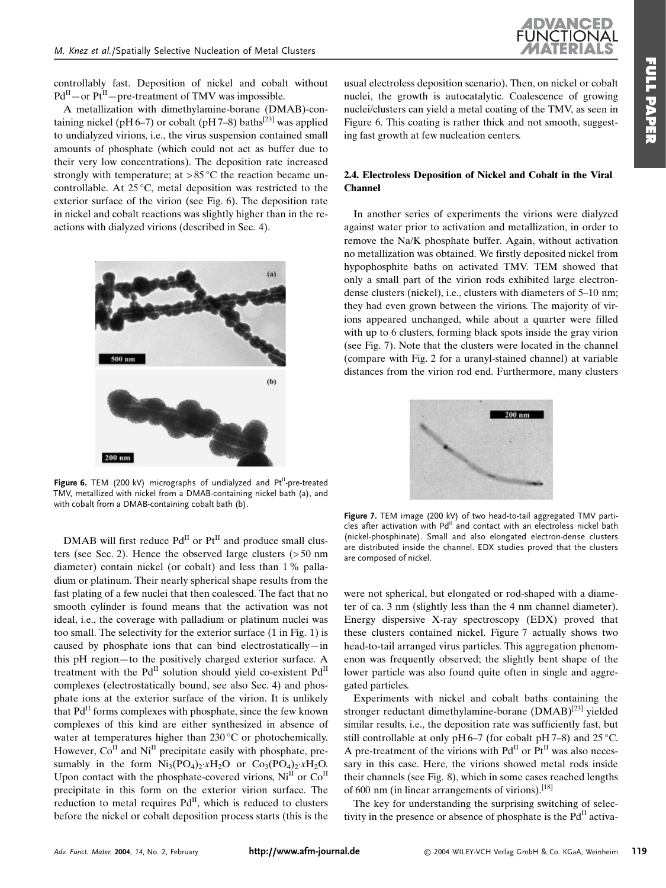controllably fast. Deposition of nickel and cobalt without $Pd^{II}$—or $Pt^{II}$—pre-treatment of TMV was impossible.

A metallization with dimethylamine-borane (DMAB)-containing nickel (pH 6–7) or cobalt (pH 7–8) baths[23] was applied to undialyzed virions, i.e., the virus suspension contained small amounts of phosphate (which could not act as buffer due to their very low concentrations). The deposition rate increased strongly with temperature; at > 85 °C the reaction became uncontrollable. At 25 °C, metal deposition was restricted to the exterior surface of the virion (see Fig. 6). The deposition rate in nickel and cobalt reactions was slightly higher than in the reactions with dialyzed virions (described in Sec. 4).

**Figure 6.** TEM (200 kV) micrographs of undialyzed and $Pt^{II}$-pre-treated TMV, metallized with nickel from a DMAB-containing nickel bath (a), and with cobalt from a DMAB-containing cobalt bath (b).

DMAB will first reduce $Pd^{II}$ or $Pt^{II}$ and produce small clusters (see Sec. 2). Hence the observed large clusters (> 50 nm diameter) contain nickel (or cobalt) and less than 1 % palladium or platinum. Their nearly spherical shape results from the fast plating of a few nuclei that then coalesced. The fact that no smooth cylinder is found means that the activation was not ideal, i.e., the coverage with palladium or platinum nuclei was too small. The selectivity for the exterior surface (1 in Fig. 1) is caused by phosphate ions that can bind electrostatically—in this pH region—to the positively charged exterior surface. A treatment with the $Pd^{II}$ solution should yield co-existent $Pd^{II}$ complexes (electrostatically bound, see also Sec. 4) and phosphate ions at the exterior surface of the virion. It is unlikely that $Pd^{II}$ forms complexes with phosphate, since the few known complexes of this kind are either synthesized in absence of water at temperatures higher than 230 °C or photochemically. However, $Co^{II}$ and $Ni^{II}$ precipitate easily with phosphate, presumably in the form $Ni_3(PO_4)_2{\cdot}xH_2O$ or $Co_3(PO_4)_2{\cdot}xH_2O$. Upon contact with the phosphate-covered virions, $Ni^{II}$ or $Co^{II}$ precipitate in this form on the exterior virion surface. The reduction to metal requires $Pd^{II}$, which is reduced to clusters before the nickel or cobalt deposition process starts (this is the usual electroless deposition scenario). Then, on nickel or cobalt nuclei, the growth is autocatalytic. Coalescence of growing nuclei/clusters can yield a metal coating of the TMV, as seen in Figure 6. This coating is rather thick and not smooth, suggesting fast growth at few nucleation centers.

### 2.4. Electroless Deposition of Nickel and Cobalt in the Viral Channel

In another series of experiments the virions were dialyzed against water prior to activation and metallization, in order to remove the Na/K phosphate buffer. Again, without activation no metallization was obtained. We firstly deposited nickel from hypophosphite baths on activated TMV. TEM showed that only a small part of the virion rods exhibited large electron-dense clusters (nickel), i.e., clusters with diameters of 5–10 nm; they had even grown between the virions. The majority of virions appeared unchanged, while about a quarter were filled with up to 6 clusters, forming black spots inside the gray virion (see Fig. 7). Note that the clusters were located in the channel (compare with Fig. 2 for a uranyl-stained channel) at variable distances from the virion rod end. Furthermore, many clusters were not spherical, but elongated or rod-shaped with a diameter of ca. 3 nm (slightly less than the 4 nm channel diameter). Energy dispersive X-ray spectroscopy (EDX) proved that these clusters contained nickel. Figure 7 actually shows two head-to-tail arranged virus particles. This aggregation phenomenon was frequently observed; the slightly bent shape of the lower particle was also found quite often in single and aggregated particles.

**Figure 7.** TEM image (200 kV) of two head-to-tail aggregated TMV particles after activation with $Pd^{II}$ and contact with an electroless nickel bath (nickel-phosphinate). Small and also elongated electron-dense clusters are distributed inside the channel. EDX studies proved that the clusters are composed of nickel.

Experiments with nickel and cobalt baths containing the stronger reductant dimethylamine-borane (DMAB)[23] yielded similar results, i.e., the deposition rate was sufficiently fast, but still controllable at only pH 6–7 (for cobalt pH 7–8) and 25 °C. A pre-treatment of the virions with $Pd^{II}$ or $Pt^{II}$ was also necessary in this case. Here, the virions showed metal rods inside their channels (see Fig. 8), which in some cases reached lengths of 600 nm (in linear arrangements of virions).[18]

The key for understanding the surprising switching of selectivity in the presence or absence of phosphate is the $Pd^{II}$ activa-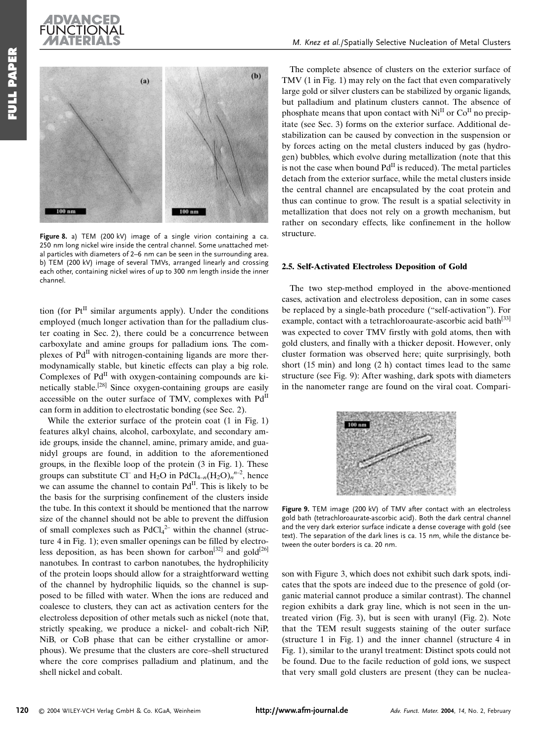Figure 8. a) TEM (200 kV) image of a single virion containing a ca. 250 nm long nickel wire inside the central channel. Some unattached metal particles with diameters of 2–6 nm can be seen in the surrounding area. b) TEM (200 kV) image of several TMVs, arranged linearly and crossing each other, containing nickel wires of up to 300 nm length inside the inner channel.

tion (for $Pt^{II}$ similar arguments apply). Under the conditions employed (much longer activation than for the palladium cluster coating in Sec. 2), there could be a concurrence between carboxylate and amine groups for palladium ions. The complexes of $Pd^{II}$ with nitrogen-containing ligands are more thermodynamically stable, but kinetic effects can play a big role. Complexes of $Pd^{II}$ with oxygen-containing compounds are kinetically stable.[28] Since oxygen-containing groups are easily accessible on the outer surface of TMV, complexes with $Pd^{II}$ can form in addition to electrostatic bonding (see Sec. 2).

While the exterior surface of the protein coat (1 in Fig. 1) features alkyl chains, alcohol, carboxylate, and secondary amide groups, inside the channel, amine, primary amide, and guanidyl groups are found, in addition to the aforementioned groups, in the flexible loop of the protein (3 in Fig. 1). These groups can substitute $Cl^-$ and $H_2O$ in $PdCl_{4-n}(H_2O)_n^{n-2}$, hence we can assume the channel to contain $Pd^{II}$. This is likely to be the basis for the surprising confinement of the clusters inside the tube. In this context it should be mentioned that the narrow size of the channel should not be able to prevent the diffusion of small complexes such as $PdCl_4^{2-}$ within the channel (structure 4 in Fig. 1); even smaller openings can be filled by electroless deposition, as has been shown for carbon[32] and gold[26] nanotubes. In contrast to carbon nanotubes, the hydrophilicity of the protein loops should allow for a straightforward wetting of the channel by hydrophilic liquids, so the channel is supposed to be filled with water. When the ions are reduced and coalesce to clusters, they can act as activation centers for the electroless deposition of other metals such as nickel (note that, strictly speaking, we produce a nickel- and cobalt-rich NiP, NiB, or CoB phase that can be either crystalline or amorphous). We presume that the clusters are core–shell structured where the core comprises palladium and platinum, and the shell nickel and cobalt.

The complete absence of clusters on the exterior surface of TMV (1 in Fig. 1) may rely on the fact that even comparatively large gold or silver clusters can be stabilized by organic ligands, but palladium and platinum clusters cannot. The absence of phosphate means that upon contact with $Ni^{II}$ or $Co^{II}$ no precipitate (see Sec. 3) forms on the exterior surface. Additional destabilization can be caused by convection in the suspension or by forces acting on the metal clusters induced by gas (hydrogen) bubbles, which evolve during metallization (note that this is not the case when bound $Pd^{II}$ is reduced). The metal particles detach from the exterior surface, while the metal clusters inside the central channel are encapsulated by the coat protein and thus can continue to grow. The result is a spatial selectivity in metallization that does not rely on a growth mechanism, but rather on secondary effects, like confinement in the hollow structure.

### 2.5. Self-Activated Electroless Deposition of Gold

The two step-method employed in the above-mentioned cases, activation and electroless deposition, can in some cases be replaced by a single-bath procedure ("self-activation"). For example, contact with a tetrachloroaurate-ascorbic acid bath[33] was expected to cover TMV firstly with gold atoms, then with gold clusters, and finally with a thicker deposit. However, only cluster formation was observed here; quite surprisingly, both short (15 min) and long (2 h) contact times lead to the same structure (see Fig. 9): After washing, dark spots with diameters in the nanometer range are found on the viral coat. Comparison with Figure 3, which does not exhibit such dark spots, indicates that the spots are indeed due to the presence of gold (organic material cannot produce a similar contrast). The channel region exhibits a dark gray line, which is not seen in the untreated virion (Fig. 3), but is seen with uranyl (Fig. 2). Note that the TEM result suggests staining of the outer surface (structure 1 in Fig. 1) and the inner channel (structure 4 in Fig. 1), similar to the uranyl treatment: Distinct spots could not be found. Due to the facile reduction of gold ions, we suspect that very small gold clusters are present (they can be nuclea-

Figure 9. TEM image (200 kV) of TMV after contact with an electroless gold bath (tetrachloroaurate-ascorbic acid). Both the dark central channel and the very dark exterior surface indicate a dense coverage with gold (see text). The separation of the dark lines is ca. 15 nm, while the distance between the outer borders is ca. 20 nm.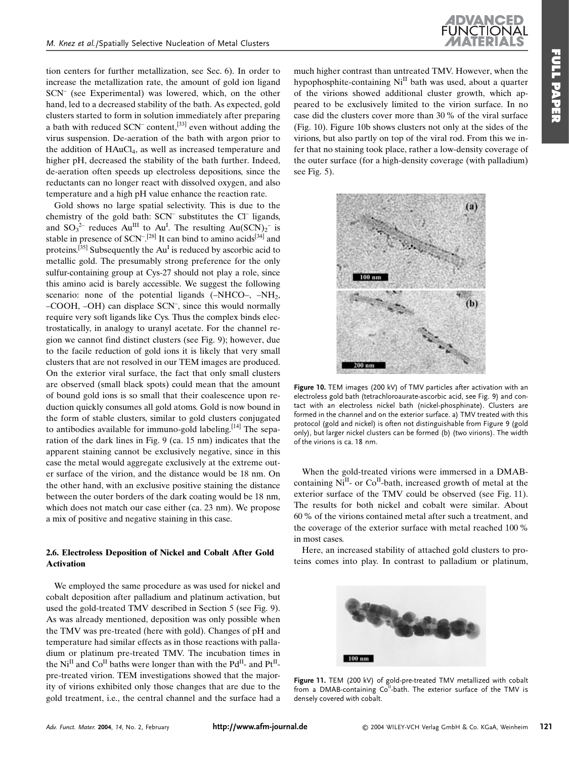tion centers for further metallization, see Sec. 6). In order to increase the metallization rate, the amount of gold ion ligand $SCN^-$ (see Experimental) was lowered, which, on the other hand, led to a decreased stability of the bath. As expected, gold clusters started to form in solution immediately after preparing a bath with reduced $SCN^-$ content,[33] even without adding the virus suspension. De-aeration of the bath with argon prior to the addition of $HAuCl_4$, as well as increased temperature and higher pH, decreased the stability of the bath further. Indeed, de-aeration often speeds up electroless depositions, since the reductants can no longer react with dissolved oxygen, and also temperature and a high pH value enhance the reaction rate.

Gold shows no large spatial selectivity. This is due to the chemistry of the gold bath: $SCN^-$ substitutes the $Cl^-$ ligands, and $SO_3^{2-}$ reduces $Au^{III}$ to $Au^{I}$. The resulting $Au(SCN)_2^-$ is stable in presence of $SCN^-$.[28] It can bind to amino acids[34] and proteins.[35] Subsequently the $Au^{I}$ is reduced by ascorbic acid to metallic gold. The presumably strong preference for the only sulfur-containing group at Cys-27 should not play a role, since this amino acid is barely accessible. We suggest the following scenario: none of the potential ligands (–NHCO–, $-NH_2$, –COOH, –OH) can displace $SCN^-$, since this would normally require very soft ligands like Cys. Thus the complex binds electrostatically, in analogy to uranyl acetate. For the channel region we cannot find distinct clusters (see Fig. 9); however, due to the facile reduction of gold ions it is likely that very small clusters that are not resolved in our TEM images are produced. On the exterior viral surface, the fact that only small clusters are observed (small black spots) could mean that the amount of bound gold ions is so small that their coalescence upon reduction quickly consumes all gold atoms. Gold is now bound in the form of stable clusters, similar to gold clusters conjugated to antibodies available for immuno-gold labeling.[14] The separation of the dark lines in Fig. 9 (ca. 15 nm) indicates that the apparent staining cannot be exclusively negative, since in this case the metal would aggregate exclusively at the extreme outer surface of the virion, and the distance would be 18 nm. On the other hand, with an exclusive positive staining the distance between the outer borders of the dark coating would be 18 nm, which does not match our case either (ca. 23 nm). We propose a mix of positive and negative staining in this case.

### 2.6. Electroless Deposition of Nickel and Cobalt After Gold Activation

We employed the same procedure as was used for nickel and cobalt deposition after palladium and platinum activation, but used the gold-treated TMV described in Section 5 (see Fig. 9). As was already mentioned, deposition was only possible when the TMV was pre-treated (here with gold). Changes of pH and temperature had similar effects as in those reactions with palladium or platinum pre-treated TMV. The incubation times in the $Ni^{II}$ and $Co^{II}$ baths were longer than with the $Pd^{II}$- and $Pt^{II}$-pre-treated virion. TEM investigations showed that the majority of virions exhibited only those changes that are due to the gold treatment, i.e., the central channel and the surface had a much higher contrast than untreated TMV. However, when the hypophosphite-containing $Ni^{II}$ bath was used, about a quarter of the virions showed additional cluster growth, which appeared to be exclusively limited to the virion surface. In no case did the clusters cover more than 30 % of the viral surface (Fig. 10). Figure 10b shows clusters not only at the sides of the virions, but also partly on top of the viral rod. From this we infer that no staining took place, rather a low-density coverage of the outer surface (for a high-density coverage (with palladium) see Fig. 5).

**Figure 10.** TEM images (200 kV) of TMV particles after activation with an electroless gold bath (tetrachloroaurate-ascorbic acid, see Fig. 9) and contact with an electroless nickel bath (nickel-phosphinate). Clusters are formed in the channel and on the exterior surface. a) TMV treated with this protocol (gold and nickel) is often not distinguishable from Figure 9 (gold only), but larger nickel clusters can be formed (b) (two virions). The width of the virions is ca. 18 nm.

When the gold-treated virions were immersed in a DMAB-containing $Ni^{II}$- or $Co^{II}$-bath, increased growth of metal at the exterior surface of the TMV could be observed (see Fig. 11). The results for both nickel and cobalt were similar. About 60 % of the virions contained metal after such a treatment, and the coverage of the exterior surface with metal reached 100 % in most cases.

Here, an increased stability of attached gold clusters to proteins comes into play. In contrast to palladium or platinum,

**Figure 11.** TEM (200 kV) of gold-pre-treated TMV metallized with cobalt from a DMAB-containing $Co^{II}$-bath. The exterior surface of the TMV is densely covered with cobalt.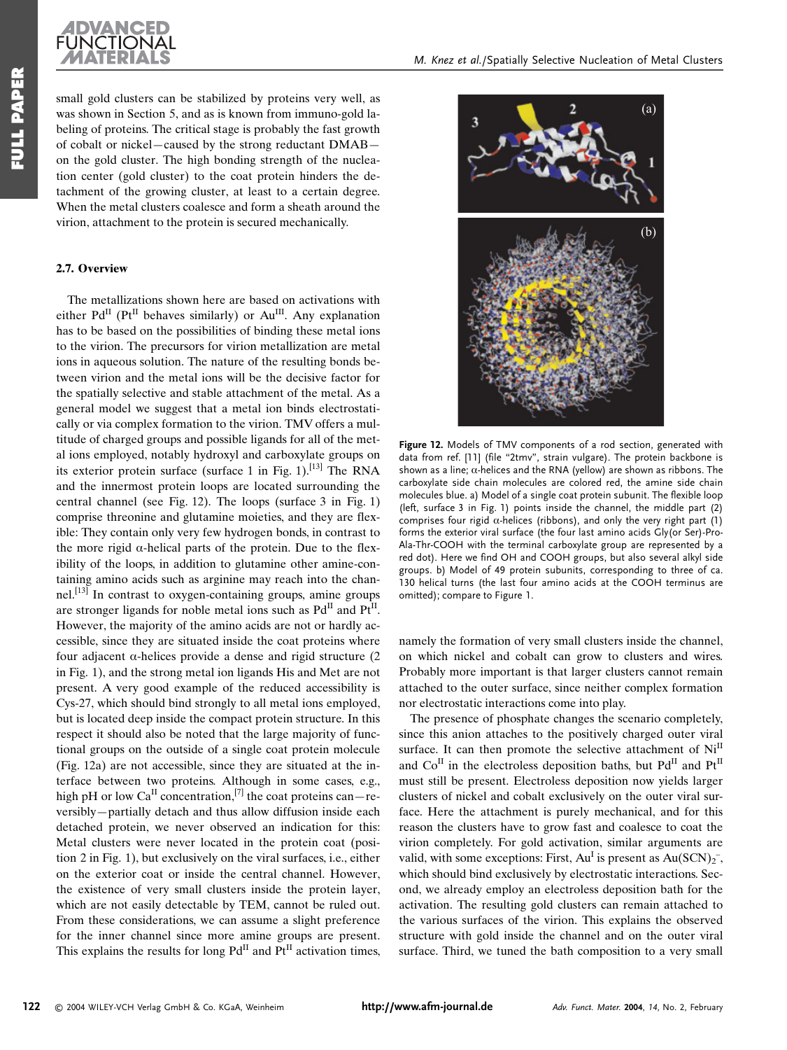small gold clusters can be stabilized by proteins very well, as was shown in Section 5, and as is known from immuno-gold labeling of proteins. The critical stage is probably the fast growth of cobalt or nickel—caused by the strong reductant DMAB—on the gold cluster. The high bonding strength of the nucleation center (gold cluster) to the coat protein hinders the detachment of the growing cluster, at least to a certain degree. When the metal clusters coalesce and form a sheath around the virion, attachment to the protein is secured mechanically.

### 2.7. Overview

The metallizations shown here are based on activations with either $Pd^{II}$ ($Pt^{II}$ behaves similarly) or $Au^{III}$. Any explanation has to be based on the possibilities of binding these metal ions to the virion. The precursors for virion metallization are metal ions in aqueous solution. The nature of the resulting bonds between virion and the metal ions will be the decisive factor for the spatially selective and stable attachment of the metal. As a general model we suggest that a metal ion binds electrostatically or via complex formation to the virion. TMV offers a multitude of charged groups and possible ligands for all of the metal ions employed, notably hydroxyl and carboxylate groups on its exterior protein surface (surface 1 in Fig. 1).[13] The RNA and the innermost protein loops are located surrounding the central channel (see Fig. 12). The loops (surface 3 in Fig. 1) comprise threonine and glutamine moieties, and they are flexible: They contain only very few hydrogen bonds, in contrast to the more rigid α-helical parts of the protein. Due to the flexibility of the loops, in addition to glutamine other amine-containing amino acids such as arginine may reach into the channel.[13] In contrast to oxygen-containing groups, amine groups are stronger ligands for noble metal ions such as $Pd^{II}$ and $Pt^{II}$. However, the majority of the amino acids are not or hardly accessible, since they are situated inside the coat proteins where four adjacent α-helices provide a dense and rigid structure (2 in Fig. 1), and the strong metal ion ligands His and Met are not present. A very good example of the reduced accessibility is Cys-27, which should bind strongly to all metal ions employed, but is located deep inside the compact protein structure. In this respect it should also be noted that the large majority of functional groups on the outside of a single coat protein molecule (Fig. 12a) are not accessible, since they are situated at the interface between two proteins. Although in some cases, e.g., high pH or low $Ca^{II}$ concentration,[7] the coat proteins can—reversibly—partially detach and thus allow diffusion inside each detached protein, we never observed an indication for this: Metal clusters were never located in the protein coat (position 2 in Fig. 1), but exclusively on the viral surfaces, i.e., either on the exterior coat or inside the central channel. However, the existence of very small clusters inside the protein layer, which are not easily detectable by TEM, cannot be ruled out. From these considerations, we can assume a slight preference for the inner channel since more amine groups are present. This explains the results for long $Pd^{II}$ and $Pt^{II}$ activation times, namely the formation of very small clusters inside the channel, on which nickel and cobalt can grow to clusters and wires. Probably more important is that larger clusters cannot remain attached to the outer surface, since neither complex formation nor electrostatic interactions come into play.

Figure 12. Models of TMV components of a rod section, generated with data from ref. [11] (file "2tmv", strain vulgare). The protein backbone is shown as a line; α-helices and the RNA (yellow) are shown as ribbons. The carboxylate side chain molecules are colored red, the amine side chain molecules blue. a) Model of a single coat protein subunit. The flexible loop (left, surface 3 in Fig. 1) points inside the channel, the middle part (2) comprises four rigid α-helices (ribbons), and only the very right part (1) forms the exterior viral surface (the four last amino acids Gly(or Ser)-Pro-Ala-Thr-COOH with the terminal carboxylate group are represented by a red dot). Here we find OH and COOH groups, but also several alkyl side groups. b) Model of 49 protein subunits, corresponding to three of ca. 130 helical turns (the last four amino acids at the COOH terminus are omitted); compare to Figure 1.

The presence of phosphate changes the scenario completely, since this anion attaches to the positively charged outer viral surface. It can then promote the selective attachment of $Ni^{II}$ and $Co^{II}$ in the electroless deposition baths, but $Pd^{II}$ and $Pt^{II}$ must still be present. Electroless deposition now yields larger clusters of nickel and cobalt exclusively on the outer viral surface. Here the attachment is purely mechanical, and for this reason the clusters have to grow fast and coalesce to coat the virion completely. For gold activation, similar arguments are valid, with some exceptions: First, $Au^{I}$ is present as $Au(SCN)_2^-$, which should bind exclusively by electrostatic interactions. Second, we already employ an electroless deposition bath for the activation. The resulting gold clusters can remain attached to the various surfaces of the virion. This explains the observed structure with gold inside the channel and on the outer viral surface. Third, we tuned the bath composition to a very small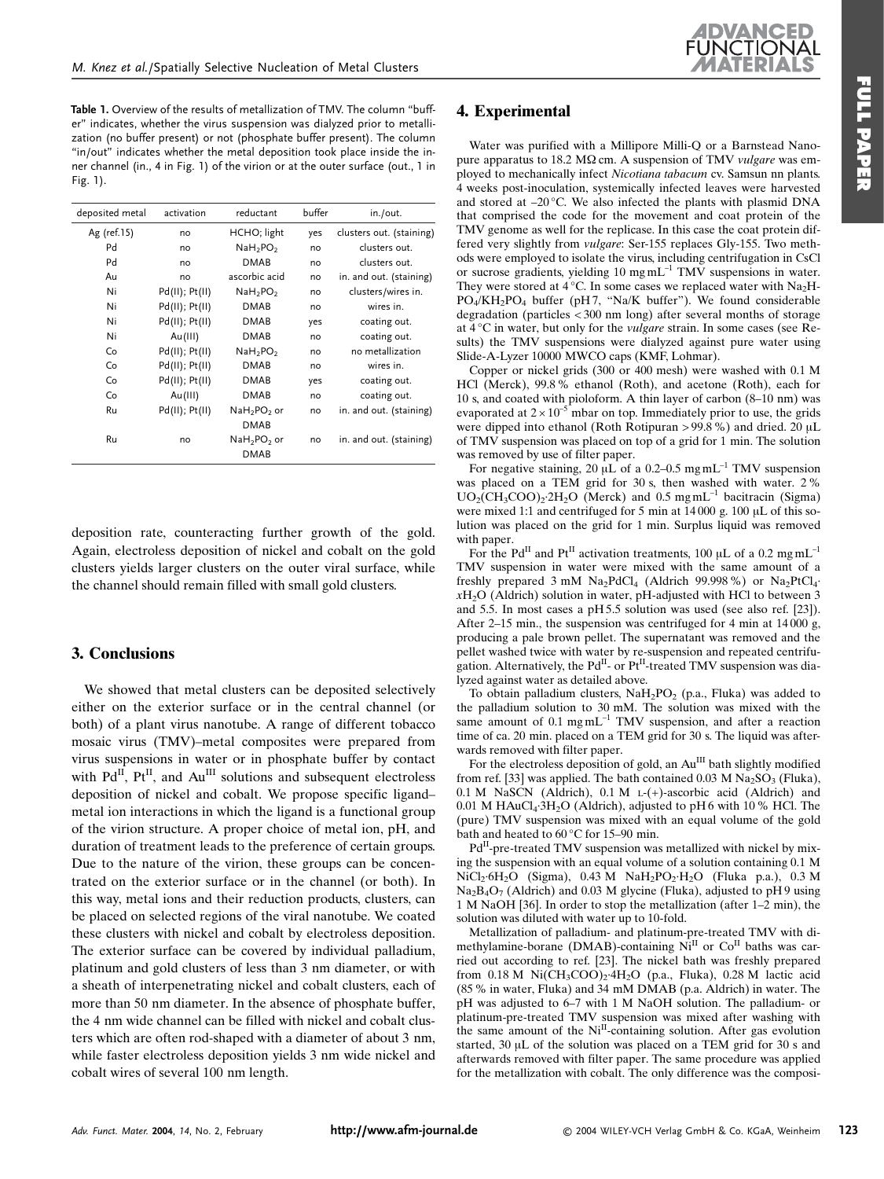**Table 1.** Overview of the results of metallization of TMV. The column "buffer" indicates, whether the virus suspension was dialyzed prior to metallization (no buffer present) or not (phosphate buffer present). The column "in/out" indicates whether the metal deposition took place inside the inner channel (in., 4 in Fig. 1) of the virion or at the outer surface (out., 1 in Fig. 1).

| deposited metal | activation | reductant | buffer | in./out. |
|---|---|---|---|---|
| Ag (ref.15) | no | HCHO; light | yes | clusters out. (staining) |
| Pd | no | $NaH_2PO_2$ | no | clusters out. |
| Pd | no | DMAB | no | clusters out. |
| Au | no | ascorbic acid | no | in. and out. (staining) |
| Ni | Pd(II); Pt(II) | $NaH_2PO_2$ | no | clusters/wires in. |
| Ni | Pd(II); Pt(II) | DMAB | no | wires in. |
| Ni | Pd(II); Pt(II) | DMAB | yes | coating out. |
| Ni | Au(III) | DMAB | no | coating out. |
| Co | Pd(II); Pt(II) | $NaH_2PO_2$ | no | no metallization |
| Co | Pd(II); Pt(II) | DMAB | no | wires in. |
| Co | Pd(II); Pt(II) | DMAB | yes | coating out. |
| Co | Au(III) | DMAB | no | coating out. |
| Ru | Pd(II); Pt(II) | $NaH_2PO_2$ or DMAB | no | in. and out. (staining) |
| Ru | no | $NaH_2PO_2$ or DMAB | no | in. and out. (staining) |

deposition rate, counteracting further growth of the gold. Again, electroless deposition of nickel and cobalt on the gold clusters yields larger clusters on the outer viral surface, while the channel should remain filled with small gold clusters.

## 3. Conclusions

We showed that metal clusters can be deposited selectively either on the exterior surface or in the central channel (or both) of a plant virus nanotube. A range of different tobacco mosaic virus (TMV)–metal composites were prepared from virus suspensions in water or in phosphate buffer by contact with $Pd^{II}$, $Pt^{II}$, and $Au^{III}$ solutions and subsequent electroless deposition of nickel and cobalt. We propose specific ligand–metal ion interactions in which the ligand is a functional group of the virion structure. A proper choice of metal ion, pH, and duration of treatment leads to the preference of certain groups. Due to the nature of the virion, these groups can be concentrated on the exterior surface or in the channel (or both). In this way, metal ions and their reduction products, clusters, can be placed on selected regions of the viral nanotube. We coated these clusters with nickel and cobalt by electroless deposition. The exterior surface can be covered by individual palladium, platinum and gold clusters of less than 3 nm diameter, or with a sheath of interpenetrating nickel and cobalt clusters, each of more than 50 nm diameter. In the absence of phosphate buffer, the 4 nm wide channel can be filled with nickel and cobalt clusters which are often rod-shaped with a diameter of about 3 nm, while faster electroless deposition yields 3 nm wide nickel and cobalt wires of several 100 nm length.

## 4. Experimental

Water was purified with a Millipore Milli-Q or a Barnstead Nanopure apparatus to 18.2 MΩ cm. A suspension of TMV *vulgare* was employed to mechanically infect *Nicotiana tabacum* cv. Samsun nn plants. 4 weeks post-inoculation, systemically infected leaves were harvested and stored at –20 °C. We also infected the plants with plasmid DNA that comprised the code for the movement and coat protein of the TMV genome as well for the replicase. In this case the coat protein differed very slightly from *vulgare*: Ser-155 replaces Gly-155. Two methods were employed to isolate the virus, including centrifugation in CsCl or sucrose gradients, yielding 10 mg mL$^{-1}$ TMV suspensions in water. They were stored at 4 °C. In some cases we replaced water with $Na_2HPO_4/KH_2PO_4$ buffer (pH 7, "Na/K buffer"). We found considerable degradation (particles < 300 nm long) after several months of storage at 4 °C in water, but only for the *vulgare* strain. In some cases (see Results) the TMV suspensions were dialyzed against pure water using Slide-A-Lyzer 10000 MWCO caps (KMF, Lohmar).

Copper or nickel grids (300 or 400 mesh) were washed with 0.1 M HCl (Merck), 99.8 % ethanol (Roth), and acetone (Roth), each for 10 s, and coated with pioloform. A thin layer of carbon (8–10 nm) was evaporated at $2 \times 10^{-5}$ mbar on top. Immediately prior to use, the grids were dipped into ethanol (Roth Rotipuran > 99.8 %) and dried. 20 μL of TMV suspension was placed on top of a grid for 1 min. The solution was removed by use of filter paper.

For negative staining, 20 μL of a 0.2–0.5 mg mL$^{-1}$ TMV suspension was placed on a TEM grid for 30 s, then washed with water. 2 % $UO_2(CH_3COO)_2 \cdot 2H_2O$ (Merck) and 0.5 mg mL$^{-1}$ bacitracin (Sigma) were mixed 1:1 and centrifuged for 5 min at 14 000 g. 100 μL of this solution was placed on the grid for 1 min. Surplus liquid was removed with paper.

For the $Pd^{II}$ and $Pt^{II}$ activation treatments, 100 μL of a 0.2 mg mL$^{-1}$ TMV suspension in water were mixed with the same amount of a freshly prepared 3 mM $Na_2PdCl_4$ (Aldrich 99.998 %) or $Na_2PtCl_4 \cdot xH_2O$ (Aldrich) solution in water, pH-adjusted with HCl to between 3 and 5.5. In most cases a pH 5.5 solution was used (see also ref. [23]). After 2–15 min., the suspension was centrifuged for 4 min at 14 000 g, producing a pale brown pellet. The supernatant was removed and the pellet washed twice with water by re-suspension and repeated centrifugation. Alternatively, the $Pd^{II}$- or $Pt^{II}$-treated TMV suspension was dialyzed against water as detailed above.

To obtain palladium clusters, $NaH_2PO_2$ (p.a., Fluka) was added to the palladium solution to 30 mM. The solution was mixed with the same amount of 0.1 mg mL$^{-1}$ TMV suspension, and after a reaction time of ca. 20 min. placed on a TEM grid for 30 s. The liquid was afterwards removed with filter paper.

For the electroless deposition of gold, an $Au^{III}$ bath slightly modified from ref. [33] was applied. The bath contained 0.03 M $Na_2SO_3$ (Fluka), 0.1 M NaSCN (Aldrich), 0.1 M L-(+)-ascorbic acid (Aldrich) and 0.01 M $HAuCl_4 \cdot 3H_2O$ (Aldrich), adjusted to pH 6 with 10 % HCl. The (pure) TMV suspension was mixed with an equal volume of the gold bath and heated to 60 °C for 15–90 min.

$Pd^{II}$-pre-treated TMV suspension was metallized with nickel by mixing the suspension with an equal volume of a solution containing 0.1 M $NiCl_2 \cdot 6H_2O$ (Sigma), 0.43 M $NaH_2PO_2 \cdot H_2O$ (Fluka p.a.), 0.3 M $Na_2B_4O_7$ (Aldrich) and 0.03 M glycine (Fluka), adjusted to pH 9 using 1 M NaOH [36]. In order to stop the metallization (after 1–2 min), the solution was diluted with water up to 10-fold.

Metallization of palladium- and platinum-pre-treated TMV with dimethylamine-borane (DMAB)-containing $Ni^{II}$ or $Co^{II}$ baths was carried out according to ref. [23]. The nickel bath was freshly prepared from 0.18 M $Ni(CH_3COO)_2 \cdot 4H_2O$ (p.a., Fluka), 0.28 M lactic acid (85 % in water, Fluka) and 34 mM DMAB (p.a. Aldrich) in water. The pH was adjusted to 6–7 with 1 M NaOH solution. The palladium- or platinum-pre-treated TMV suspension was mixed after washing with the same amount of the $Ni^{II}$-containing solution. After gas evolution started, 30 μL of the solution was placed on a TEM grid for 30 s and afterwards removed with filter paper. The same procedure was applied for the metallization with cobalt. The only difference was the composi-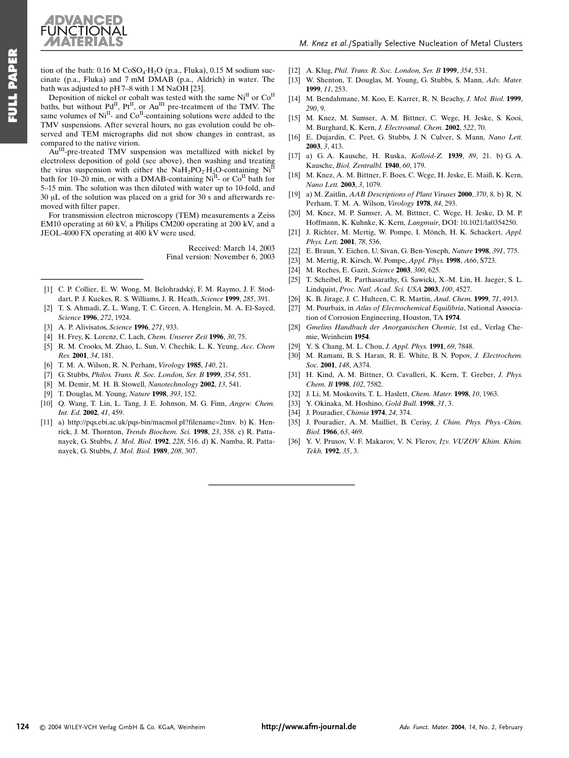tion of the bath: 0.16 M $CoSO_4 \cdot H_2O$ (p.a., Fluka), 0.15 M sodium succinate (p.a., Fluka) and 7 mM DMAB (p.a., Aldrich) in water. The bath was adjusted to pH 7–8 with 1 M NaOH [23].

Deposition of nickel or cobalt was tested with the same $Ni^{II}$ or $Co^{II}$ baths, but without $Pd^{II}$, $Pt^{II}$, or $Au^{III}$ pre-treatment of the TMV. The same volumes of $Ni^{II}$- and $Co^{II}$-containing solutions were added to the TMV suspensions. After several hours, no gas evolution could be observed and TEM micrographs did not show changes in contrast, as compared to the native virion.

$Au^{III}$-pre-treated TMV suspension was metallized with nickel by electroless deposition of gold (see above), then washing and treating the virus suspension with either the $NaH_2PO_2 \cdot H_2O$-containing $Ni^{II}$ bath for 10–20 min, or with a DMAB-containing $Ni^{II}$- or $Co^{II}$ bath for 5–15 min. The solution was then diluted with water up to 10-fold, and 30 µL of the solution was placed on a grid for 30 s and afterwards removed with filter paper.

For transmission electron microscopy (TEM) measurements a Zeiss EM10 operating at 60 kV, a Philips CM200 operating at 200 kV, and a JEOL-4000 FX operating at 400 kV were used.

Received: March 14, 2003
Final version: November 6, 2003

---

[1] C. P. Collier, E. W. Wong, M. Belohradský, F. M. Raymo, J. F. Stoddart, P. J. Kuekes, R. S. Williams, J. R. Heath, *Science* **1999**, *285*, 391.
[2] T. S. Ahmadi, Z. L. Wang, T. C. Green, A. Henglein, M. A. El-Sayed, *Science* **1996**, *272*, 1924.
[3] A. P. Alivisatos, *Science* **1996**, *271*, 933.
[4] H. Frey, K. Lorenz, C. Lach, *Chem. Unserer Zeit* **1996**, *30*, 75.
[5] R. M. Crooks, M. Zhao, L. Sun, V. Chechik, L. K. Yeung, *Acc. Chem Res.* **2001**, *34*, 181.
[6] T. M. A. Wilson, R. N. Perham, *Virology* **1985**, *140*, 21.
[7] G. Stubbs, *Philos. Trans. R. Soc. London, Ser. B* **1999**, *354*, 551.
[8] M. Demir, M. H. B. Stowell, *Nanotechnology* **2002**, *13*, 541.
[9] T. Douglas, M. Young, *Nature* **1998**, *393*, 152.
[10] Q. Wang, T. Lin, L. Tang, J. E. Johnson, M. G. Finn, *Angew. Chem. Int. Ed.* **2002**, *41*, 459.
[11] a) http://pqs.ebi.ac.uk/pqs-bin/macmol.pl?filename=2tmv. b) K. Henrick, J. M. Thornton, *Trends Biochem. Sci.* **1998**, *23*, 358. c) R. Pattanayek, G. Stubbs, *J. Mol. Biol.* **1992**, *228*, 516. d) K. Namba, R. Pattanayek, G. Stubbs, *J. Mol. Biol.* **1989**, *208*, 307.
[12] A. Klug, *Phil. Trans. R. Soc. London, Ser. B* **1999**, *354*, 531.
[13] W. Shenton, T. Douglas, M. Young, G. Stubbs, S. Mann, *Adv. Mater.* **1999**, *11*, 253.
[14] M. Bendahmane, M. Koo, E. Karrer, R. N. Beachy, *J. Mol. Biol.* **1999**, *290*, 9.
[15] M. Knez, M. Sumser, A. M. Bittner, C. Wege, H. Jeske, S. Kooi, M. Burghard, K. Kern, *J. Electroanal. Chem.* **2002**, *522*, 70.
[16] E. Dujardin, C. Peet, G. Stubbs, J. N. Culver, S. Mann, *Nano Lett.* **2003**, *3*, 413.
[17] a) G. A. Kausche, H. Ruska, *Kolloid-Z.* **1939**, *89*, 21. b) G. A. Kausche, *Biol. Zentralbl.* **1940**, *60*, 179.
[18] M. Knez, A. M. Bittner, F. Boes, C. Wege, H. Jeske, E. Maiß, K. Kern, *Nano Lett.* **2003**, *3*, 1079.
[19] a) M. Zaitlin, *AAB Descriptions of Plant Viruses* **2000**, *370*, 8. b) R. N. Perham, T. M. A. Wilson, *Virology* **1978**, *84*, 293.
[20] M. Knez, M. P. Sumser, A. M. Bittner, C. Wege, H. Jeske, D. M. P. Hoffmann, K. Kuhnke, K. Kern, *Langmuir*, DOI: 10.1021/la0354250.
[21] J. Richter, M. Mertig, W. Pompe, I. Mönch, H. K. Schackert, *Appl. Phys. Lett.* **2001**, *78*, 536.
[22] E. Braun, Y. Eichen, U. Sivan, G. Ben-Yoseph, *Nature* **1998**, *391*, 775.
[23] M. Mertig, R. Kirsch, W. Pompe, *Appl. Phys.* **1998**, *A66*, S723.
[24] M. Reches, E. Gazit, *Science* **2003**, *300*, 625.
[25] T. Scheibel, R. Parthasarathy, G. Sawicki, X.-M. Lin, H. Jaeger, S. L. Lindquist, *Proc. Natl. Acad. Sci. USA* **2003**, *100*, 4527.
[26] K. B. Jirage, J. C. Hulteen, C. R. Martin, *Anal. Chem.* **1999**, *71*, 4913.
[27] M. Pourbaix, in *Atlas of Electrochemical Equilibria*, National Association of Corrosion Engineering, Houston, TA **1974**.
[28] *Gmelins Handbuch der Anorganischen Chemie*, 1st ed., Verlag Chemie, Weinheim **1954**.
[29] Y. S. Chang, M. L. Chou, *J. Appl. Phys.* **1991**, *69*, 7848.
[30] M. Ramani, B. S. Haran, R. E. White, B. N. Popov, *J. Electrochem. Soc.* **2001**, *148*, A374.
[31] H. Kind, A. M. Bittner, O. Cavalleri, K. Kern, T. Greber, *J. Phys. Chem. B* **1998**, *102*, 7582.
[32] J. Li, M. Moskovits, T. L. Haslett, *Chem. Mater.* **1998**, *10*, 1963.
[33] Y. Okinaka, M. Hoshino, *Gold Bull.* **1998**, *31*, 3.
[34] J. Pouradier, *Chimia* **1974**, *24*, 374.
[35] J. Pouradier, A. M. Mailliet, B. Cerisy, *J. Chim. Phys. Phys.-Chim. Biol.* **1966**, *63*, 469.
[36] Y. V. Prusov, V. F. Makarov, V. N. Flerov, *Izv. VUZOV Khim. Khim. Tekh.* **1992**, *35*, 3.